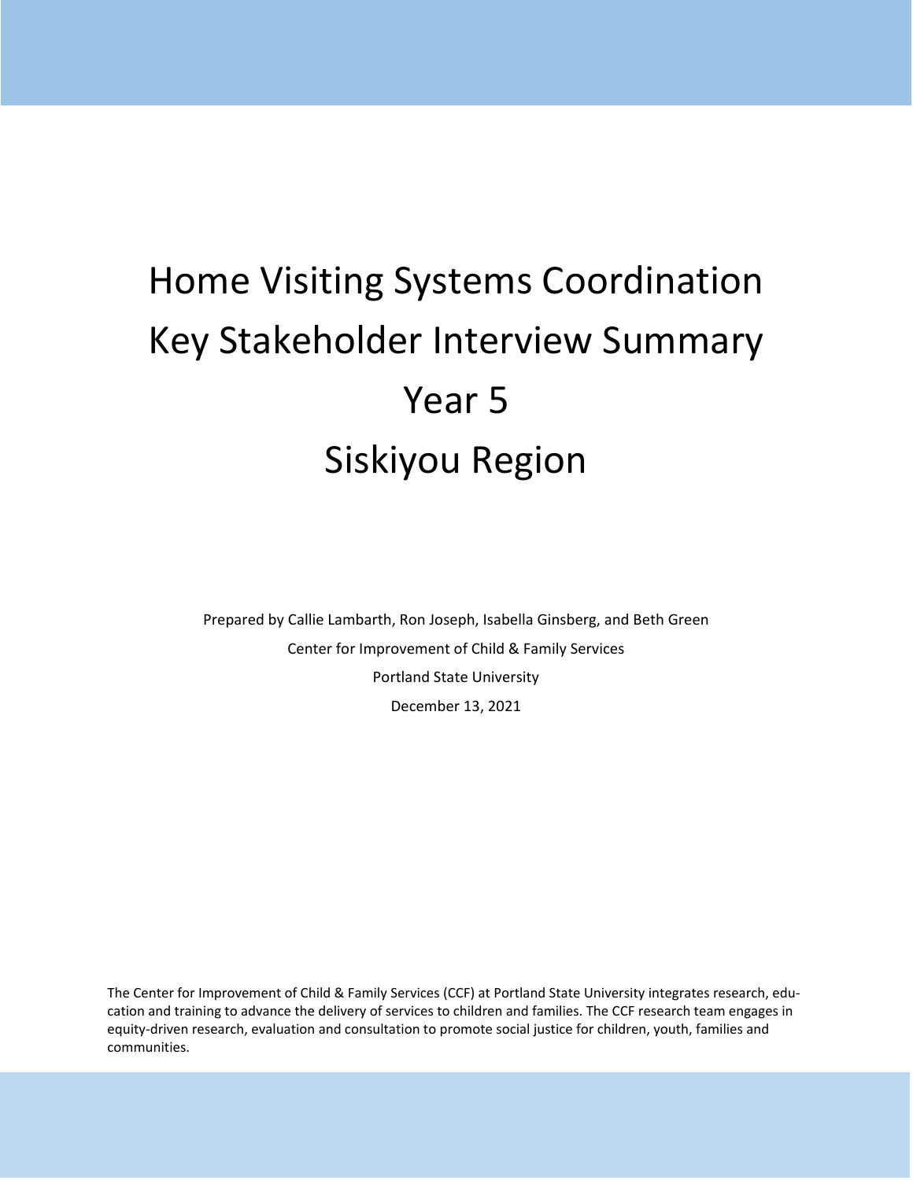# Home Visiting Systems Coordination Key Stakeholder Interview Summary Year 5 Siskiyou Region

Prepared by Callie Lambarth, Ron Joseph, Isabella Ginsberg, and Beth Green

Center for Improvement of Child & Family Services

Portland State University

December 13, 2021

The Center for Improvement of Child & Family Services (CCF) at Portland State University integrates research, education and training to advance the delivery of services to children and families. The CCF research team engages in equity-driven research, evaluation and consultation to promote social justice for children, youth, families and communities.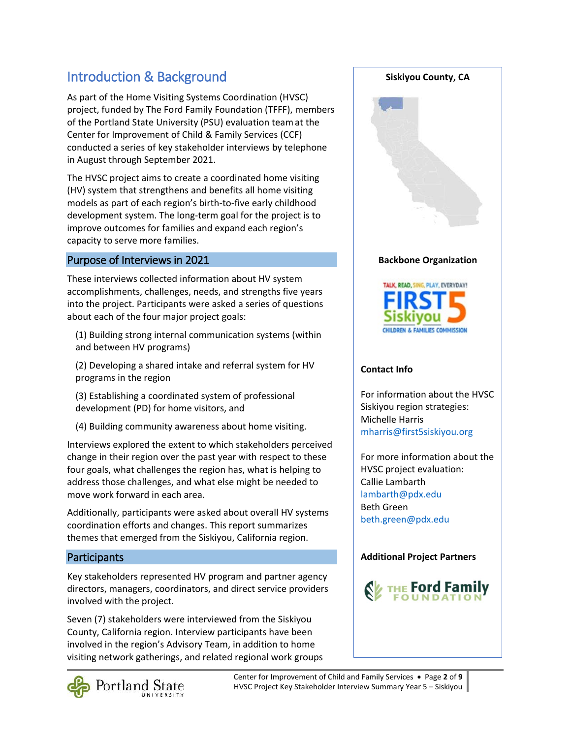# Introduction & Background

As part of the Home Visiting Systems Coordination (HVSC) project, funded by The Ford Family Foundation (TFFF), members of the Portland State University (PSU) evaluation team at the Center for Improvement of Child & Family Services (CCF) conducted a series of key stakeholder interviews by telephone in August through September 2021.

The HVSC project aims to create a coordinated home visiting (HV) system that strengthens and benefits all home visiting models as part of each region's birth-to-five early childhood development system. The long-term goal for the project is to improve outcomes for families and expand each region's capacity to serve more families.

## Purpose of Interviews in 2021

These interviews collected information about HV system accomplishments, challenges, needs, and strengths five years into the project. Participants were asked a series of questions about each of the four major project goals:

(1) Building strong internal communication systems (within and between HV programs)

(2) Developing a shared intake and referral system for HV programs in the region

(3) Establishing a coordinated system of professional development (PD) for home visitors, and

(4) Building community awareness about home visiting.

Interviews explored the extent to which stakeholders perceived change in their region over the past year with respect to these four goals, what challenges the region has, what is helping to address those challenges, and what else might be needed to move work forward in each area.

Additionally, participants were asked about overall HV systems coordination efforts and changes. This report summarizes themes that emerged from the Siskiyou, California region.

## Participants

Key stakeholders represented HV program and partner agency directors, managers, coordinators, and direct service providers involved with the project.

Seven (7) stakeholders were interviewed from the Siskiyou County, California region. Interview participants have been involved in the region's Advisory Team, in addition to home visiting network gatherings, and related regional work groups

**Siskiyou County, CA**

**Backbone Organization**

TALK, READ, SING, PLAY, EVERYDAY! FIRST 5 Siskiyou CHILDREN & FAMILIES COMMISSION

**Contact Info**

For information about the HVSC Siskiyou region strategies:
Michelle Harris
mharris@first5siskiyou.org

For more information about the HVSC project evaluation:
Callie Lambarth
lambarth@pdx.edu
Beth Green
beth.green@pdx.edu

**Additional Project Partners**

The Ford Family Foundation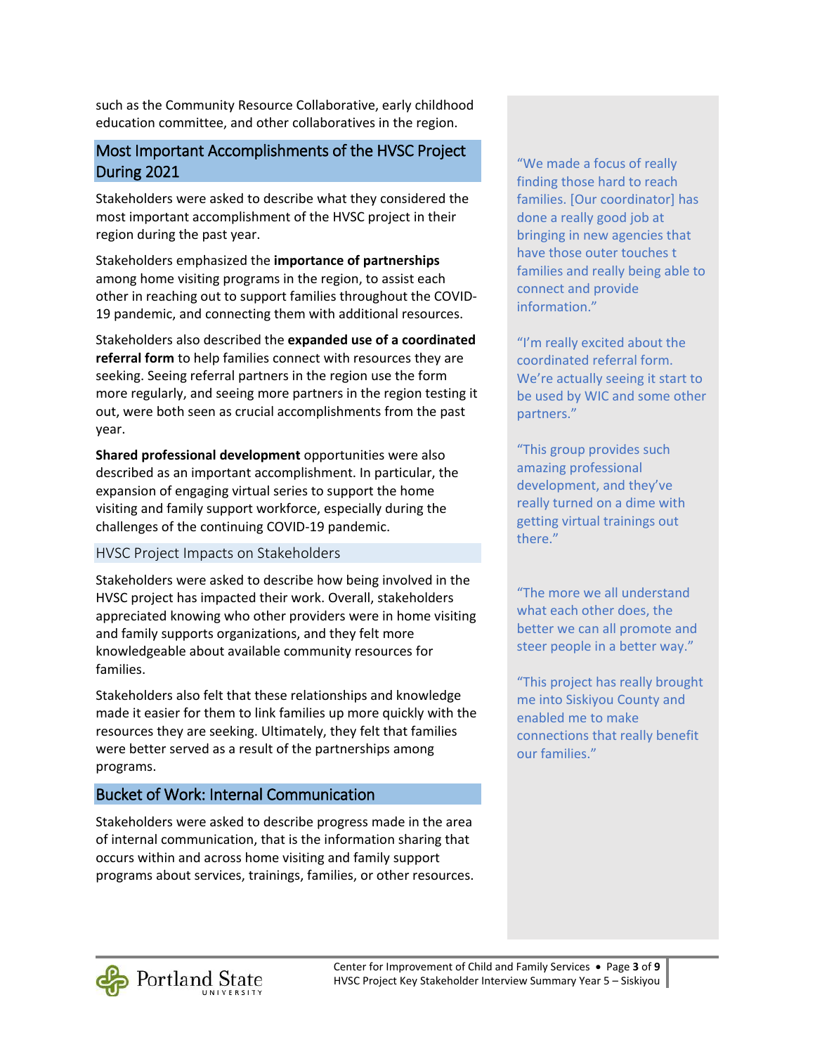such as the Community Resource Collaborative, early childhood education committee, and other collaboratives in the region.

## Most Important Accomplishments of the HVSC Project During 2021

Stakeholders were asked to describe what they considered the most important accomplishment of the HVSC project in their region during the past year.

Stakeholders emphasized the **importance of partnerships** among home visiting programs in the region, to assist each other in reaching out to support families throughout the COVID-19 pandemic, and connecting them with additional resources.

Stakeholders also described the **expanded use of a coordinated referral form** to help families connect with resources they are seeking. Seeing referral partners in the region use the form more regularly, and seeing more partners in the region testing it out, were both seen as crucial accomplishments from the past year.

**Shared professional development** opportunities were also described as an important accomplishment. In particular, the expansion of engaging virtual series to support the home visiting and family support workforce, especially during the challenges of the continuing COVID-19 pandemic.

> "We made a focus of really finding those hard to reach families. [Our coordinator] has done a really good job at bringing in new agencies that have those outer touches t families and really being able to connect and provide information."

> "I'm really excited about the coordinated referral form. We're actually seeing it start to be used by WIC and some other partners."

> "This group provides such amazing professional development, and they've really turned on a dime with getting virtual trainings out there."

### HVSC Project Impacts on Stakeholders

Stakeholders were asked to describe how being involved in the HVSC project has impacted their work. Overall, stakeholders appreciated knowing who other providers were in home visiting and family supports organizations, and they felt more knowledgeable about available community resources for families.

Stakeholders also felt that these relationships and knowledge made it easier for them to link families up more quickly with the resources they are seeking. Ultimately, they felt that families were better served as a result of the partnerships among programs.

> "The more we all understand what each other does, the better we can all promote and steer people in a better way."

> "This project has really brought me into Siskiyou County and enabled me to make connections that really benefit our families."

## Bucket of Work: Internal Communication

Stakeholders were asked to describe progress made in the area of internal communication, that is the information sharing that occurs within and across home visiting and family support programs about services, trainings, families, or other resources.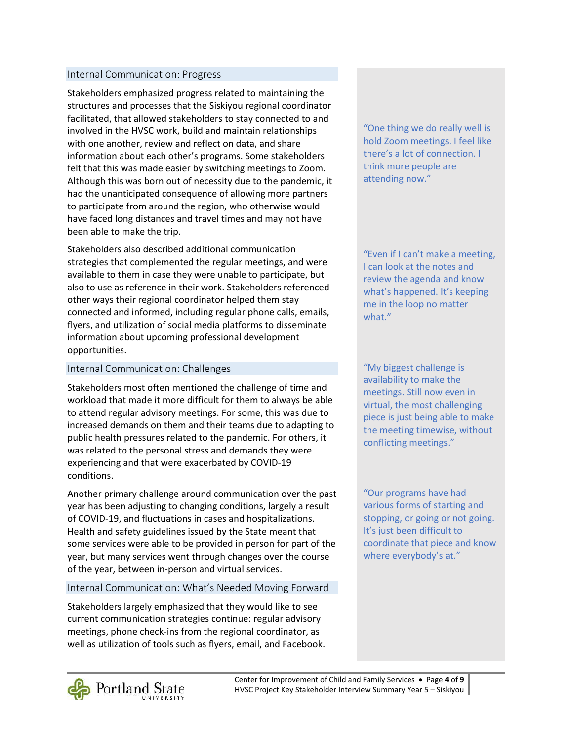## Internal Communication: Progress

Stakeholders emphasized progress related to maintaining the structures and processes that the Siskiyou regional coordinator facilitated, that allowed stakeholders to stay connected to and involved in the HVSC work, build and maintain relationships with one another, review and reflect on data, and share information about each other's programs. Some stakeholders felt that this was made easier by switching meetings to Zoom. Although this was born out of necessity due to the pandemic, it had the unanticipated consequence of allowing more partners to participate from around the region, who otherwise would have faced long distances and travel times and may not have been able to make the trip.

> "One thing we do really well is hold Zoom meetings. I feel like there's a lot of connection. I think more people are attending now."

Stakeholders also described additional communication strategies that complemented the regular meetings, and were available to them in case they were unable to participate, but also to use as reference in their work. Stakeholders referenced other ways their regional coordinator helped them stay connected and informed, including regular phone calls, emails, flyers, and utilization of social media platforms to disseminate information about upcoming professional development opportunities.

> "Even if I can't make a meeting, I can look at the notes and review the agenda and know what's happened. It's keeping me in the loop no matter what."

## Internal Communication: Challenges

Stakeholders most often mentioned the challenge of time and workload that made it more difficult for them to always be able to attend regular advisory meetings. For some, this was due to increased demands on them and their teams due to adapting to public health pressures related to the pandemic. For others, it was related to the personal stress and demands they were experiencing and that were exacerbated by COVID-19 conditions.

> "My biggest challenge is availability to make the meetings. Still now even in virtual, the most challenging piece is just being able to make the meeting timewise, without conflicting meetings."

Another primary challenge around communication over the past year has been adjusting to changing conditions, largely a result of COVID-19, and fluctuations in cases and hospitalizations. Health and safety guidelines issued by the State meant that some services were able to be provided in person for part of the year, but many services went through changes over the course of the year, between in-person and virtual services.

> "Our programs have had various forms of starting and stopping, or going or not going. It's just been difficult to coordinate that piece and know where everybody's at."

## Internal Communication: What's Needed Moving Forward

Stakeholders largely emphasized that they would like to see current communication strategies continue: regular advisory meetings, phone check-ins from the regional coordinator, as well as utilization of tools such as flyers, email, and Facebook.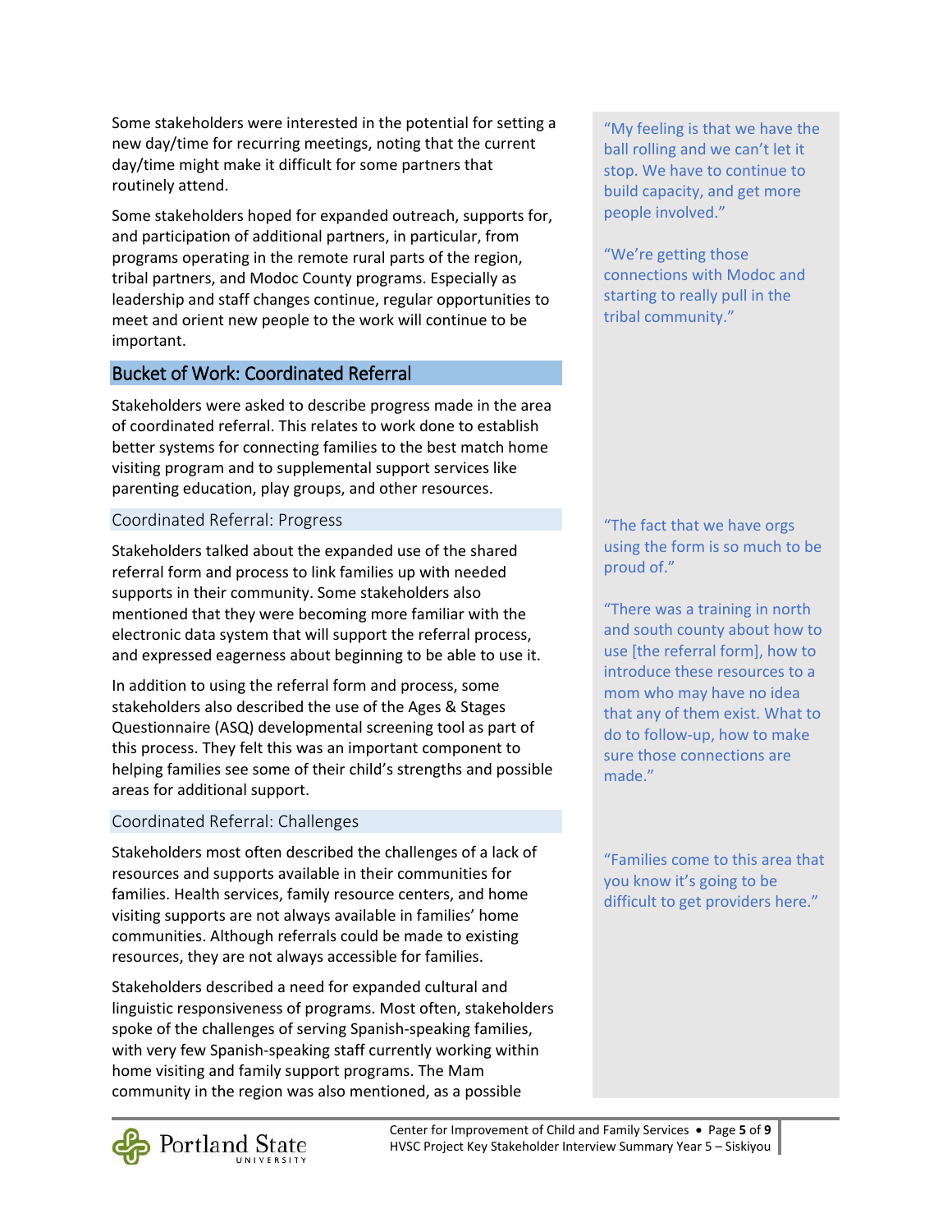Some stakeholders were interested in the potential for setting a new day/time for recurring meetings, noting that the current day/time might make it difficult for some partners that routinely attend.

Some stakeholders hoped for expanded outreach, supports for, and participation of additional partners, in particular, from programs operating in the remote rural parts of the region, tribal partners, and Modoc County programs. Especially as leadership and staff changes continue, regular opportunities to meet and orient new people to the work will continue to be important.

> "My feeling is that we have the ball rolling and we can't let it stop. We have to continue to build capacity, and get more people involved."

> "We're getting those connections with Modoc and starting to really pull in the tribal community."

## Bucket of Work: Coordinated Referral

Stakeholders were asked to describe progress made in the area of coordinated referral. This relates to work done to establish better systems for connecting families to the best match home visiting program and to supplemental support services like parenting education, play groups, and other resources.

### Coordinated Referral: Progress

Stakeholders talked about the expanded use of the shared referral form and process to link families up with needed supports in their community. Some stakeholders also mentioned that they were becoming more familiar with the electronic data system that will support the referral process, and expressed eagerness about beginning to be able to use it.

In addition to using the referral form and process, some stakeholders also described the use of the Ages & Stages Questionnaire (ASQ) developmental screening tool as part of this process. They felt this was an important component to helping families see some of their child's strengths and possible areas for additional support.

> "The fact that we have orgs using the form is so much to be proud of."

> "There was a training in north and south county about how to use [the referral form], how to introduce these resources to a mom who may have no idea that any of them exist. What to do to follow-up, how to make sure those connections are made."

### Coordinated Referral: Challenges

Stakeholders most often described the challenges of a lack of resources and supports available in their communities for families. Health services, family resource centers, and home visiting supports are not always available in families' home communities. Although referrals could be made to existing resources, they are not always accessible for families.

> "Families come to this area that you know it's going to be difficult to get providers here."

Stakeholders described a need for expanded cultural and linguistic responsiveness of programs. Most often, stakeholders spoke of the challenges of serving Spanish-speaking families, with very few Spanish-speaking staff currently working within home visiting and family support programs. The Mam community in the region was also mentioned, as a possible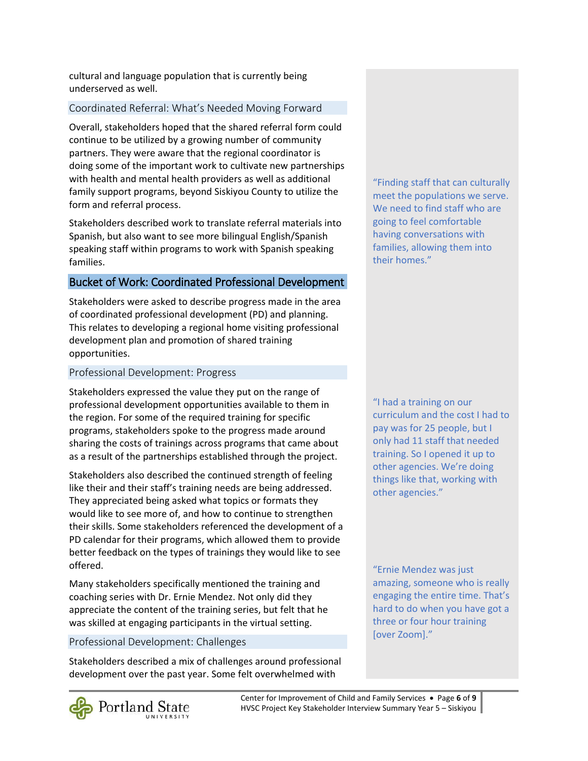cultural and language population that is currently being underserved as well.

### Coordinated Referral: What's Needed Moving Forward

Overall, stakeholders hoped that the shared referral form could continue to be utilized by a growing number of community partners. They were aware that the regional coordinator is doing some of the important work to cultivate new partnerships with health and mental health providers as well as additional family support programs, beyond Siskiyou County to utilize the form and referral process.

Stakeholders described work to translate referral materials into Spanish, but also want to see more bilingual English/Spanish speaking staff within programs to work with Spanish speaking families.

> "Finding staff that can culturally meet the populations we serve. We need to find staff who are going to feel comfortable having conversations with families, allowing them into their homes."

## Bucket of Work: Coordinated Professional Development

Stakeholders were asked to describe progress made in the area of coordinated professional development (PD) and planning. This relates to developing a regional home visiting professional development plan and promotion of shared training opportunities.

### Professional Development: Progress

Stakeholders expressed the value they put on the range of professional development opportunities available to them in the region. For some of the required training for specific programs, stakeholders spoke to the progress made around sharing the costs of trainings across programs that came about as a result of the partnerships established through the project.

> "I had a training on our curriculum and the cost I had to pay was for 25 people, but I only had 11 staff that needed training. So I opened it up to other agencies. We're doing things like that, working with other agencies."

Stakeholders also described the continued strength of feeling like their and their staff's training needs are being addressed. They appreciated being asked what topics or formats they would like to see more of, and how to continue to strengthen their skills. Some stakeholders referenced the development of a PD calendar for their programs, which allowed them to provide better feedback on the types of trainings they would like to see offered.

Many stakeholders specifically mentioned the training and coaching series with Dr. Ernie Mendez. Not only did they appreciate the content of the training series, but felt that he was skilled at engaging participants in the virtual setting.

> "Ernie Mendez was just amazing, someone who is really engaging the entire time. That's hard to do when you have got a three or four hour training [over Zoom]."

### Professional Development: Challenges

Stakeholders described a mix of challenges around professional development over the past year. Some felt overwhelmed with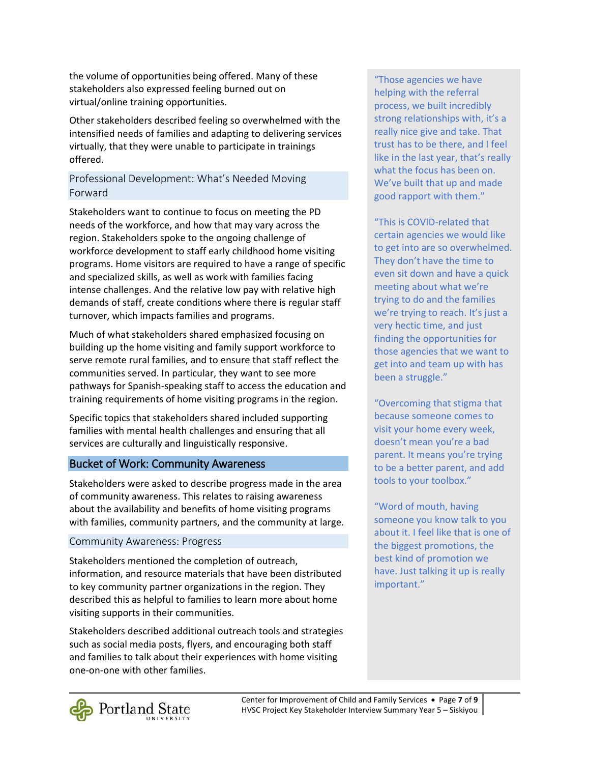the volume of opportunities being offered. Many of these stakeholders also expressed feeling burned out on virtual/online training opportunities.

Other stakeholders described feeling so overwhelmed with the intensified needs of families and adapting to delivering services virtually, that they were unable to participate in trainings offered.

### Professional Development: What's Needed Moving Forward

Stakeholders want to continue to focus on meeting the PD needs of the workforce, and how that may vary across the region. Stakeholders spoke to the ongoing challenge of workforce development to staff early childhood home visiting programs. Home visitors are required to have a range of specific and specialized skills, as well as work with families facing intense challenges. And the relative low pay with relative high demands of staff, create conditions where there is regular staff turnover, which impacts families and programs.

Much of what stakeholders shared emphasized focusing on building up the home visiting and family support workforce to serve remote rural families, and to ensure that staff reflect the communities served. In particular, they want to see more pathways for Spanish-speaking staff to access the education and training requirements of home visiting programs in the region.

Specific topics that stakeholders shared included supporting families with mental health challenges and ensuring that all services are culturally and linguistically responsive.

## Bucket of Work: Community Awareness

Stakeholders were asked to describe progress made in the area of community awareness. This relates to raising awareness about the availability and benefits of home visiting programs with families, community partners, and the community at large.

### Community Awareness: Progress

Stakeholders mentioned the completion of outreach, information, and resource materials that have been distributed to key community partner organizations in the region. They described this as helpful to families to learn more about home visiting supports in their communities.

Stakeholders described additional outreach tools and strategies such as social media posts, flyers, and encouraging both staff and families to talk about their experiences with home visiting one-on-one with other families.

> "Those agencies we have helping with the referral process, we built incredibly strong relationships with, it's a really nice give and take. That trust has to be there, and I feel like in the last year, that's really what the focus has been on. We've built that up and made good rapport with them."

> "This is COVID-related that certain agencies we would like to get into are so overwhelmed. They don't have the time to even sit down and have a quick meeting about what we're trying to do and the families we're trying to reach. It's just a very hectic time, and just finding the opportunities for those agencies that we want to get into and team up with has been a struggle."

> "Overcoming that stigma that because someone comes to visit your home every week, doesn't mean you're a bad parent. It means you're trying to be a better parent, and add tools to your toolbox."

> "Word of mouth, having someone you know talk to you about it. I feel like that is one of the biggest promotions, the best kind of promotion we have. Just talking it up is really important."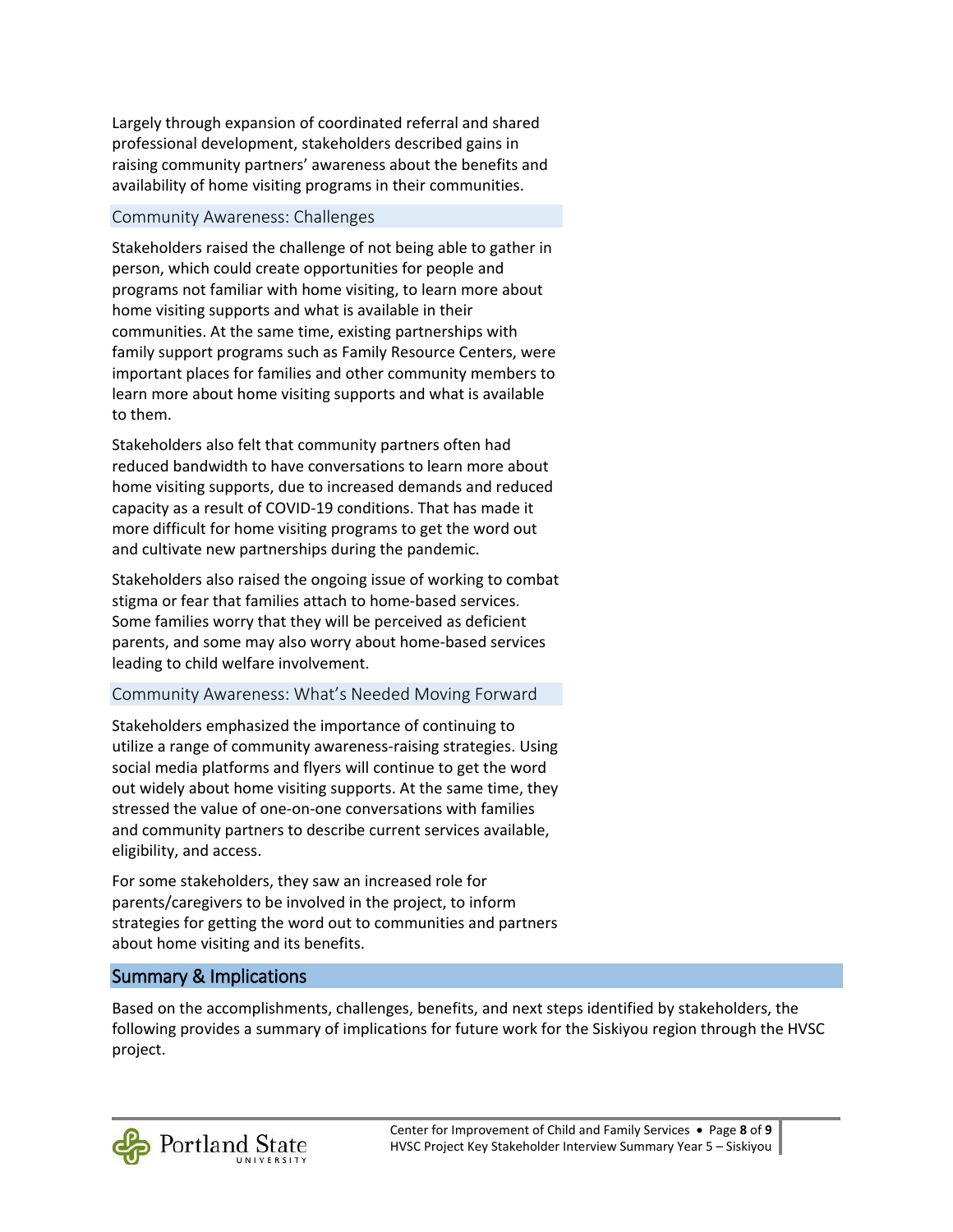Largely through expansion of coordinated referral and shared professional development, stakeholders described gains in raising community partners' awareness about the benefits and availability of home visiting programs in their communities.

### Community Awareness: Challenges

Stakeholders raised the challenge of not being able to gather in person, which could create opportunities for people and programs not familiar with home visiting, to learn more about home visiting supports and what is available in their communities. At the same time, existing partnerships with family support programs such as Family Resource Centers, were important places for families and other community members to learn more about home visiting supports and what is available to them.

Stakeholders also felt that community partners often had reduced bandwidth to have conversations to learn more about home visiting supports, due to increased demands and reduced capacity as a result of COVID-19 conditions. That has made it more difficult for home visiting programs to get the word out and cultivate new partnerships during the pandemic.

Stakeholders also raised the ongoing issue of working to combat stigma or fear that families attach to home-based services. Some families worry that they will be perceived as deficient parents, and some may also worry about home-based services leading to child welfare involvement.

### Community Awareness: What's Needed Moving Forward

Stakeholders emphasized the importance of continuing to utilize a range of community awareness-raising strategies. Using social media platforms and flyers will continue to get the word out widely about home visiting supports. At the same time, they stressed the value of one-on-one conversations with families and community partners to describe current services available, eligibility, and access.

For some stakeholders, they saw an increased role for parents/caregivers to be involved in the project, to inform strategies for getting the word out to communities and partners about home visiting and its benefits.

## Summary & Implications

Based on the accomplishments, challenges, benefits, and next steps identified by stakeholders, the following provides a summary of implications for future work for the Siskiyou region through the HVSC project.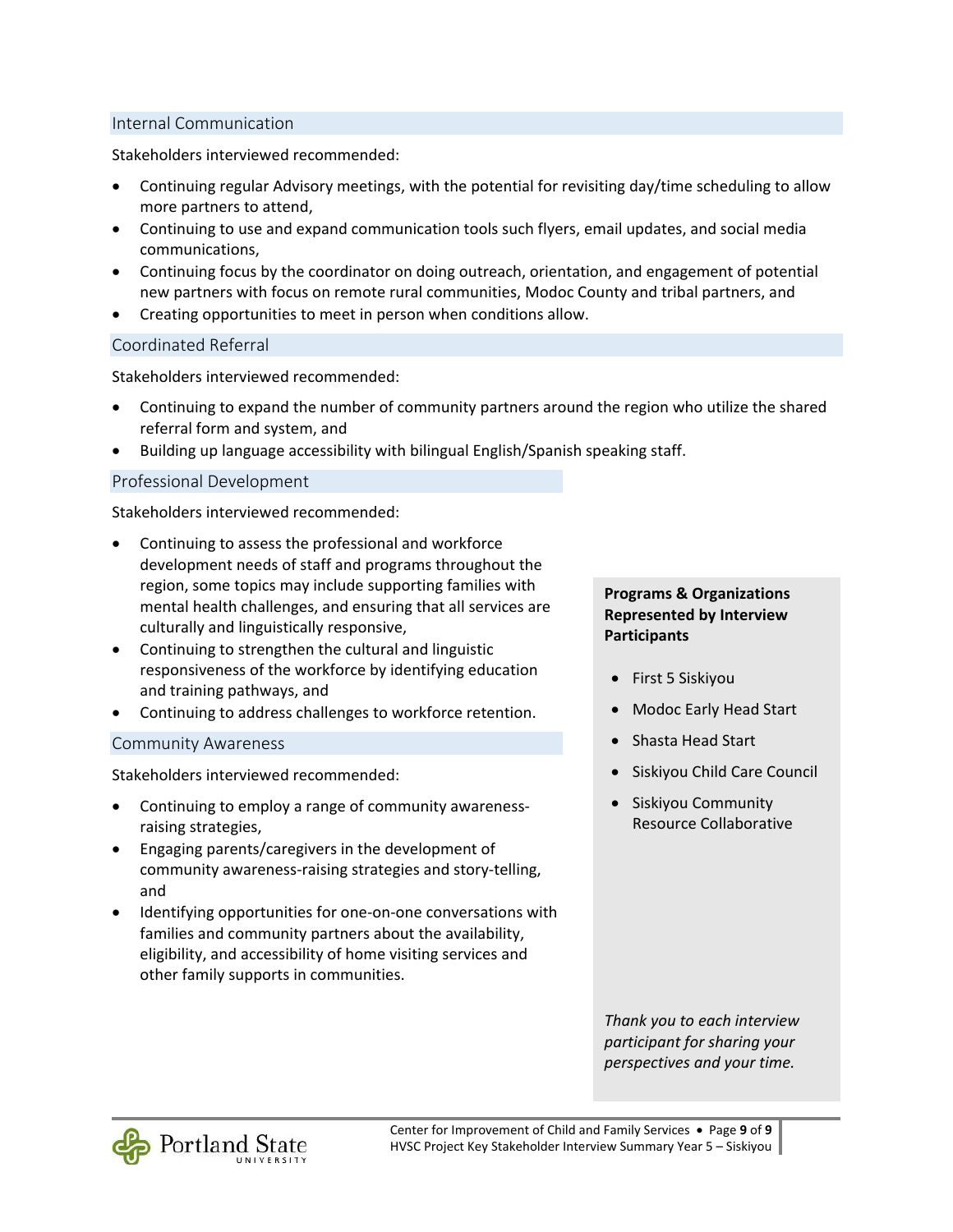## Internal Communication

Stakeholders interviewed recommended:

- Continuing regular Advisory meetings, with the potential for revisiting day/time scheduling to allow more partners to attend,
- Continuing to use and expand communication tools such flyers, email updates, and social media communications,
- Continuing focus by the coordinator on doing outreach, orientation, and engagement of potential new partners with focus on remote rural communities, Modoc County and tribal partners, and
- Creating opportunities to meet in person when conditions allow.

## Coordinated Referral

Stakeholders interviewed recommended:

- Continuing to expand the number of community partners around the region who utilize the shared referral form and system, and
- Building up language accessibility with bilingual English/Spanish speaking staff.

## Professional Development

Stakeholders interviewed recommended:

- Continuing to assess the professional and workforce development needs of staff and programs throughout the region, some topics may include supporting families with mental health challenges, and ensuring that all services are culturally and linguistically responsive,
- Continuing to strengthen the cultural and linguistic responsiveness of the workforce by identifying education and training pathways, and
- Continuing to address challenges to workforce retention.

## Community Awareness

Stakeholders interviewed recommended:

- Continuing to employ a range of community awareness-raising strategies,
- Engaging parents/caregivers in the development of community awareness-raising strategies and story-telling, and
- Identifying opportunities for one-on-one conversations with families and community partners about the availability, eligibility, and accessibility of home visiting services and other family supports in communities.

**Programs & Organizations Represented by Interview Participants**

- First 5 Siskiyou
- Modoc Early Head Start
- Shasta Head Start
- Siskiyou Child Care Council
- Siskiyou Community Resource Collaborative

*Thank you to each interview participant for sharing your perspectives and your time.*